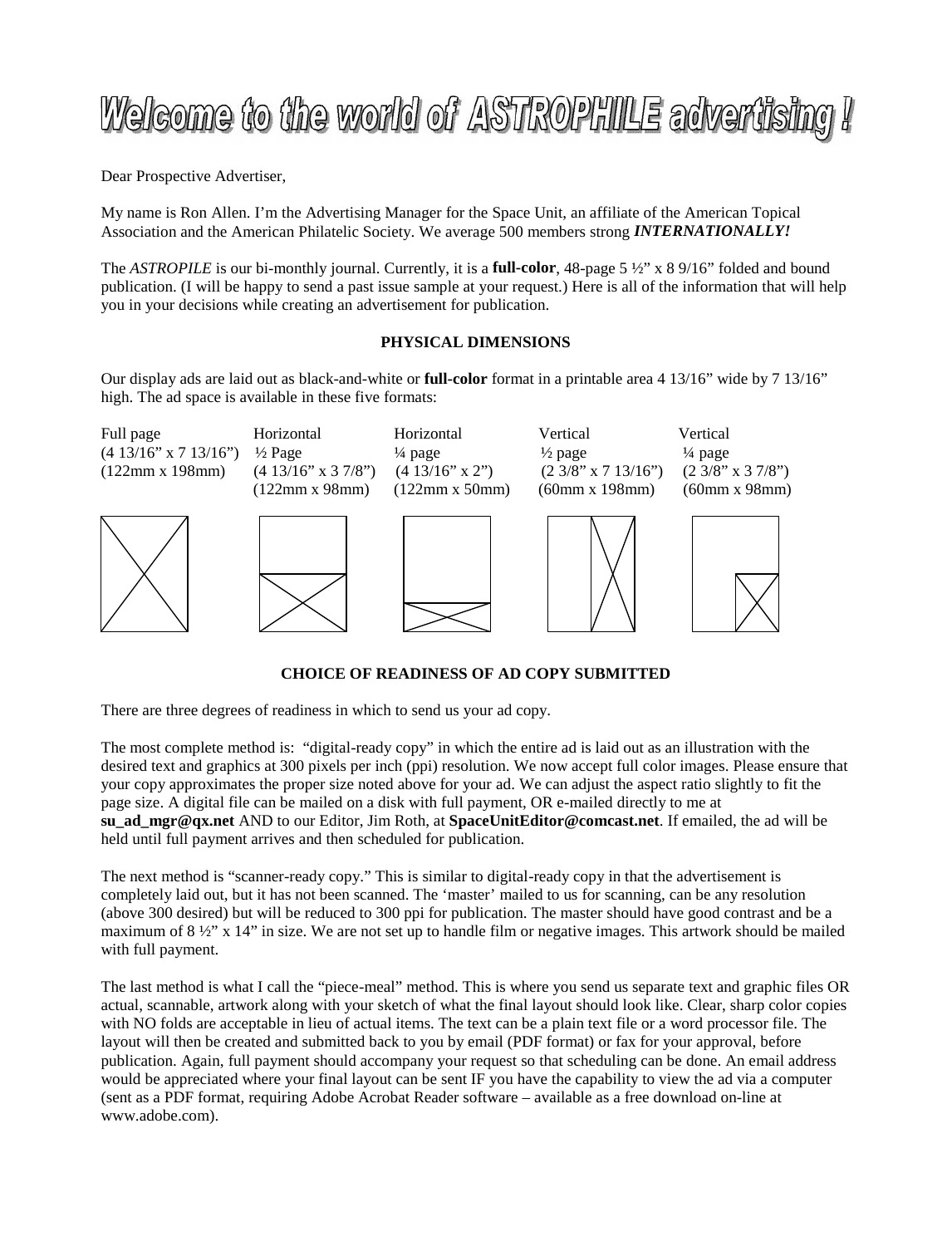# Welcome to the world of ASTROPHILE advertising !

Dear Prospective Advertiser,

My name is Ron Allen. I'm the Advertising Manager for the Space Unit, an affiliate of the American Topical Association and the American Philatelic Society. We average 500 members strong ***INTERNATIONALLY!***

The *ASTROPILE* is our bi-monthly journal. Currently, it is a **full-color**, 48-page 5 ½" x 8 9/16" folded and bound publication. (I will be happy to send a past issue sample at your request.) Here is all of the information that will help you in your decisions while creating an advertisement for publication.

### PHYSICAL DIMENSIONS

Our display ads are laid out as black-and-white or **full-color** format in a printable area 4 13/16" wide by 7 13/16" high. The ad space is available in these five formats:

| Full page | Horizontal ½ Page | Horizontal ¼ page | Vertical ½ page | Vertical ¼ page |
|---|---|---|---|---|
| (4 13/16" x 7 13/16") | (4 13/16" x 3 7/8") | (4 13/16" x 2") | (2 3/8" x 7 13/16") | (2 3/8" x 3 7/8") |
| (122mm x 198mm) | (122mm x 98mm) | (122mm x 50mm) | (60mm x 198mm) | (60mm x 98mm) |

### CHOICE OF READINESS OF AD COPY SUBMITTED

There are three degrees of readiness in which to send us your ad copy.

The most complete method is: "digital-ready copy" in which the entire ad is laid out as an illustration with the desired text and graphics at 300 pixels per inch (ppi) resolution. We now accept full color images. Please ensure that your copy approximates the proper size noted above for your ad. We can adjust the aspect ratio slightly to fit the page size. A digital file can be mailed on a disk with full payment, OR e-mailed directly to me at **su_ad_mgr@qx.net** AND to our Editor, Jim Roth, at **SpaceUnitEditor@comcast.net**. If emailed, the ad will be held until full payment arrives and then scheduled for publication.

The next method is "scanner-ready copy." This is similar to digital-ready copy in that the advertisement is completely laid out, but it has not been scanned. The 'master' mailed to us for scanning, can be any resolution (above 300 desired) but will be reduced to 300 ppi for publication. The master should have good contrast and be a maximum of 8 ½" x 14" in size. We are not set up to handle film or negative images. This artwork should be mailed with full payment.

The last method is what I call the "piece-meal" method. This is where you send us separate text and graphic files OR actual, scannable, artwork along with your sketch of what the final layout should look like. Clear, sharp color copies with NO folds are acceptable in lieu of actual items. The text can be a plain text file or a word processor file. The layout will then be created and submitted back to you by email (PDF format) or fax for your approval, before publication. Again, full payment should accompany your request so that scheduling can be done. An email address would be appreciated where your final layout can be sent IF you have the capability to view the ad via a computer (sent as a PDF format, requiring Adobe Acrobat Reader software – available as a free download on-line at www.adobe.com).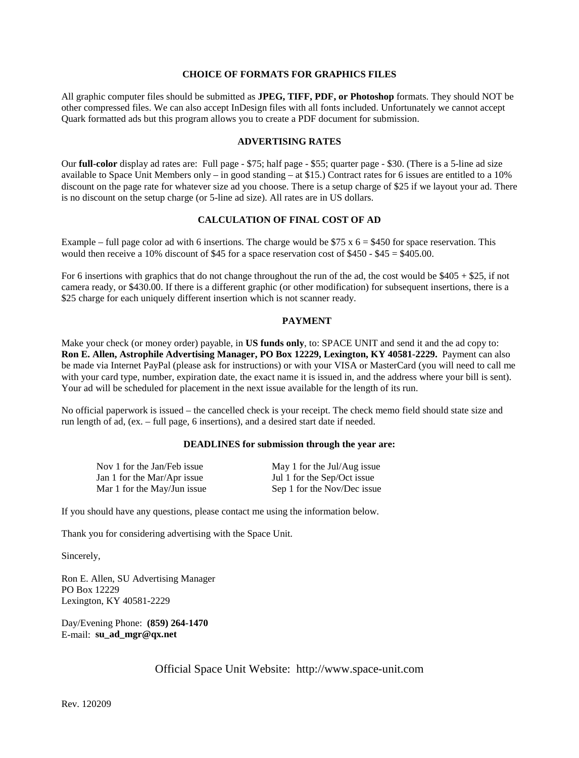## CHOICE OF FORMATS FOR GRAPHICS FILES

All graphic computer files should be submitted as **JPEG, TIFF, PDF, or Photoshop** formats. They should NOT be other compressed files. We can also accept InDesign files with all fonts included. Unfortunately we cannot accept Quark formatted ads but this program allows you to create a PDF document for submission.

## ADVERTISING RATES

Our **full-color** display ad rates are: Full page - $75; half page - $55; quarter page - $30. (There is a 5-line ad size available to Space Unit Members only – in good standing – at $15.) Contract rates for 6 issues are entitled to a 10% discount on the page rate for whatever size ad you choose. There is a setup charge of $25 if we layout your ad. There is no discount on the setup charge (or 5-line ad size). All rates are in US dollars.

## CALCULATION OF FINAL COST OF AD

Example – full page color ad with 6 insertions. The charge would be $75 x 6 = $450 for space reservation. This would then receive a 10% discount of $45 for a space reservation cost of $450 - $45 = $405.00.

For 6 insertions with graphics that do not change throughout the run of the ad, the cost would be $405 + $25, if not camera ready, or $430.00. If there is a different graphic (or other modification) for subsequent insertions, there is a $25 charge for each uniquely different insertion which is not scanner ready.

## PAYMENT

Make your check (or money order) payable, in **US funds only**, to: SPACE UNIT and send it and the ad copy to: **Ron E. Allen, Astrophile Advertising Manager, PO Box 12229, Lexington, KY 40581-2229.** Payment can also be made via Internet PayPal (please ask for instructions) or with your VISA or MasterCard (you will need to call me with your card type, number, expiration date, the exact name it is issued in, and the address where your bill is sent). Your ad will be scheduled for placement in the next issue available for the length of its run.

No official paperwork is issued – the cancelled check is your receipt. The check memo field should state size and run length of ad, (ex. – full page, 6 insertions), and a desired start date if needed.

## DEADLINES for submission through the year are:

| | |
|---|---|
| Nov 1 for the Jan/Feb issue | May 1 for the Jul/Aug issue |
| Jan 1 for the Mar/Apr issue | Jul 1 for the Sep/Oct issue |
| Mar 1 for the May/Jun issue | Sep 1 for the Nov/Dec issue |

If you should have any questions, please contact me using the information below.

Thank you for considering advertising with the Space Unit.

Sincerely,

Ron E. Allen, SU Advertising Manager
PO Box 12229
Lexington, KY 40581-2229

Day/Evening Phone: **(859) 264-1470**
E-mail: **su_ad_mgr@qx.net**

Official Space Unit Website: http://www.space-unit.com

Rev. 120209